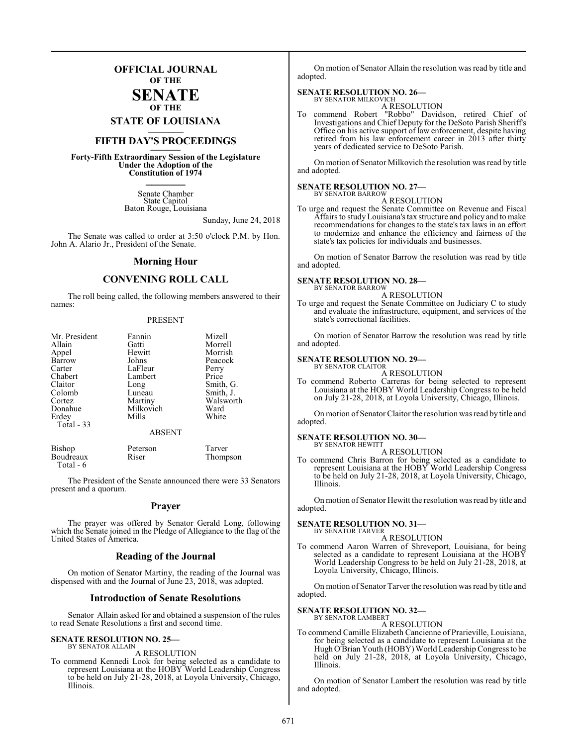# OFFICIAL JOURNAL OF THE SENATE OF THE STATE OF LOUISIANA

## FIFTH DAY'S PROCEEDINGS

**Forty-Fifth Extraordinary Session of the Legislature Under the Adoption of the Constitution of 1974**

Senate Chamber
State Capitol
Baton Rouge, Louisiana

Sunday, June 24, 2018

The Senate was called to order at 3:50 o'clock P.M. by Hon. John A. Alario Jr., President of the Senate.

## Morning Hour

## CONVENING ROLL CALL

The roll being called, the following members answered to their names:

PRESENT

| | | |
|---|---|---|
| Mr. President | Fannin | Mizell |
| Allain | Gatti | Morrell |
| Appel | Hewitt | Morrish |
| Barrow | Johns | Peacock |
| Carter | LaFleur | Perry |
| Chabert | Lambert | Price |
| Claitor | Long | Smith, G. |
| Colomb | Luneau | Smith, J. |
| Cortez | Martiny | Walsworth |
| Donahue | Milkovich | Ward |
| Erdey | Mills | White |

Total - 33

ABSENT

| | | |
|---|---|---|
| Bishop | Peterson | Tarver |
| Boudreaux | Riser | Thompson |

Total - 6

The President of the Senate announced there were 33 Senators present and a quorum.

## Prayer

The prayer was offered by Senator Gerald Long, following which the Senate joined in the Pledge of Allegiance to the flag of the United States of America.

## Reading of the Journal

On motion of Senator Martiny, the reading of the Journal was dispensed with and the Journal of June 23, 2018, was adopted.

## Introduction of Senate Resolutions

Senator Allain asked for and obtained a suspension of the rules to read Senate Resolutions a first and second time.

**SENATE RESOLUTION NO. 25—**
BY SENATOR ALLAIN

A RESOLUTION

To commend Kennedi Look for being selected as a candidate to represent Louisiana at the HOBY World Leadership Congress to be held on July 21-28, 2018, at Loyola University, Chicago, Illinois.

On motion of Senator Allain the resolution was read by title and adopted.

**SENATE RESOLUTION NO. 26—**
BY SENATOR MILKOVICH

A RESOLUTION

To commend Robert "Robbo" Davidson, retired Chief of Investigations and Chief Deputy for the DeSoto Parish Sheriff's Office on his active support of law enforcement, despite having retired from his law enforcement career in 2013 after thirty years of dedicated service to DeSoto Parish.

On motion of Senator Milkovich the resolution was read by title and adopted.

**SENATE RESOLUTION NO. 27—**
BY SENATOR BARROW

A RESOLUTION

To urge and request the Senate Committee on Revenue and Fiscal Affairs to study Louisiana's tax structure and policy and to make recommendations for changes to the state's tax laws in an effort to modernize and enhance the efficiency and fairness of the state's tax policies for individuals and businesses.

On motion of Senator Barrow the resolution was read by title and adopted.

**SENATE RESOLUTION NO. 28—**
BY SENATOR BARROW

A RESOLUTION

To urge and request the Senate Committee on Judiciary C to study and evaluate the infrastructure, equipment, and services of the state's correctional facilities.

On motion of Senator Barrow the resolution was read by title and adopted.

**SENATE RESOLUTION NO. 29—**
BY SENATOR CLAITOR

A RESOLUTION

To commend Roberto Carreras for being selected to represent Louisiana at the HOBY World Leadership Congress to be held on July 21-28, 2018, at Loyola University, Chicago, Illinois.

On motion of Senator Claitor the resolution was read by title and adopted.

**SENATE RESOLUTION NO. 30—**
BY SENATOR HEWITT

A RESOLUTION

To commend Chris Barron for being selected as a candidate to represent Louisiana at the HOBY World Leadership Congress to be held on July 21-28, 2018, at Loyola University, Chicago, Illinois.

On motion of Senator Hewitt the resolution was read by title and adopted.

**SENATE RESOLUTION NO. 31—**
BY SENATOR TARVER

A RESOLUTION

To commend Aaron Warren of Shreveport, Louisiana, for being selected as a candidate to represent Louisiana at the HOBY World Leadership Congress to be held on July 21-28, 2018, at Loyola University, Chicago, Illinois.

On motion of Senator Tarver the resolution was read by title and adopted.

**SENATE RESOLUTION NO. 32—**
BY SENATOR LAMBERT

A RESOLUTION

To commend Camille Elizabeth Cancienne of Prarieville, Louisiana, for being selected as a candidate to represent Louisiana at the Hugh O'Brian Youth (HOBY) World Leadership Congress to be held on July 21-28, 2018, at Loyola University, Chicago, Illinois.

On motion of Senator Lambert the resolution was read by title and adopted.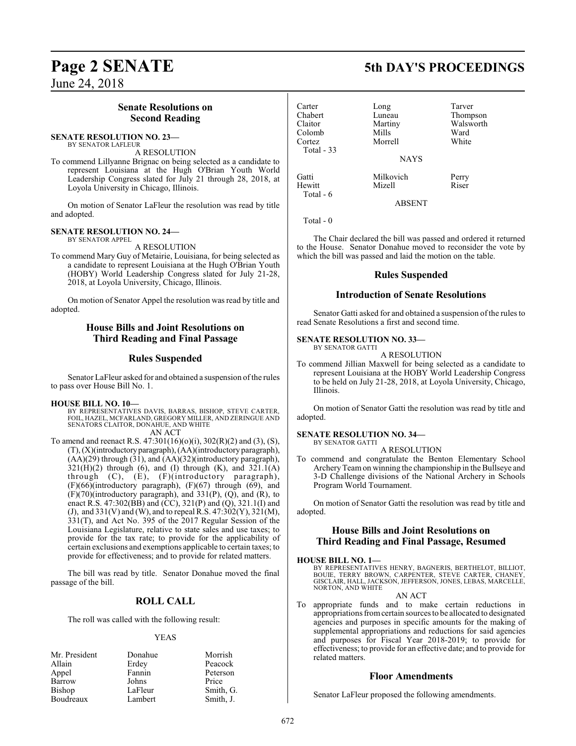## Senate Resolutions on Second Reading

**SENATE RESOLUTION NO. 23—**
BY SENATOR LAFLEUR

A RESOLUTION

To commend Lillyanne Brignac on being selected as a candidate to represent Louisiana at the Hugh O'Brian Youth World Leadership Congress slated for July 21 through 28, 2018, at Loyola University in Chicago, Illinois.

On motion of Senator LaFleur the resolution was read by title and adopted.

**SENATE RESOLUTION NO. 24—**
BY SENATOR APPEL

A RESOLUTION

To commend Mary Guy of Metairie, Louisiana, for being selected as a candidate to represent Louisiana at the Hugh O'Brian Youth (HOBY) World Leadership Congress slated for July 21-28, 2018, at Loyola University, Chicago, Illinois.

On motion of Senator Appel the resolution was read by title and adopted.

## House Bills and Joint Resolutions on Third Reading and Final Passage

## Rules Suspended

Senator LaFleur asked for and obtained a suspension of the rules to pass over House Bill No. 1.

**HOUSE BILL NO. 10—**
BY REPRESENTATIVES DAVIS, BARRAS, BISHOP, STEVE CARTER, FOIL, HAZEL, MCFARLAND, GREGORY MILLER, AND ZERINGUE AND SENATORS CLAITOR, DONAHUE, AND WHITE

AN ACT

To amend and reenact R.S. 47:301(16)(o)(i), 302(R)(2) and (3), (S), (T), (X)(introductory paragraph), (AA)(introductory paragraph), (AA)(29) through (31), and (AA)(32)(introductory paragraph), 321(H)(2) through (6), and (I) through (K), and 321.1(A) through (C), (E), (F)(introductory paragraph), (F)(66)(introductory paragraph), (F)(67) through (69), and (F)(70)(introductory paragraph), and 331(P), (Q), and (R), to enact R.S. 47:302(BB) and (CC), 321(P) and (Q), 321.1(I) and (J), and 331(V) and (W), and to repeal R.S. 47:302(Y), 321(M), 331(T), and Act No. 395 of the 2017 Regular Session of the Louisiana Legislature, relative to state sales and use taxes; to provide for the tax rate; to provide for the applicability of certain exclusions and exemptions applicable to certain taxes; to provide for effectiveness; and to provide for related matters.

The bill was read by title. Senator Donahue moved the final passage of the bill.

## ROLL CALL

The roll was called with the following result:

YEAS

| | | |
|---|---|---|
| Mr. President | Donahue | Morrish |
| Allain | Erdey | Peacock |
| Appel | Fannin | Peterson |
| Barrow | Johns | Price |
| Bishop | LaFleur | Smith, G. |
| Boudreaux | Lambert | Smith, J. |
| Carter | Long | Tarver |
| Chabert | Luneau | Thompson |
| Claitor | Martiny | Walsworth |
| Colomb | Mills | Ward |
| Cortez | Morrell | White |

Total - 33

NAYS

| | | |
|---|---|---|
| Gatti | Milkovich | Perry |
| Hewitt | Mizell | Riser |

Total - 6

ABSENT

Total - 0

The Chair declared the bill was passed and ordered it returned to the House. Senator Donahue moved to reconsider the vote by which the bill was passed and laid the motion on the table.

## Rules Suspended

## Introduction of Senate Resolutions

Senator Gatti asked for and obtained a suspension of the rules to read Senate Resolutions a first and second time.

**SENATE RESOLUTION NO. 33—**
BY SENATOR GATTI

A RESOLUTION

To commend Jillian Maxwell for being selected as a candidate to represent Louisiana at the HOBY World Leadership Congress to be held on July 21-28, 2018, at Loyola University, Chicago, Illinois.

On motion of Senator Gatti the resolution was read by title and adopted.

**SENATE RESOLUTION NO. 34—**
BY SENATOR GATTI

A RESOLUTION

To commend and congratulate the Benton Elementary School Archery Team on winning the championship in the Bullseye and 3-D Challenge divisions of the National Archery in Schools Program World Tournament.

On motion of Senator Gatti the resolution was read by title and adopted.

## House Bills and Joint Resolutions on Third Reading and Final Passage, Resumed

**HOUSE BILL NO. 1—**
BY REPRESENTATIVES HENRY, BAGNERIS, BERTHELOT, BILLIOT, BOUIE, TERRY BROWN, CARPENTER, STEVE CARTER, CHANEY, GISCLAIR, HALL, JACKSON, JEFFERSON, JONES, LEBAS, MARCELLE, NORTON, AND WHITE

AN ACT

To appropriate funds and to make certain reductions in appropriations from certain sources to be allocated to designated agencies and purposes in specific amounts for the making of supplemental appropriations and reductions for said agencies and purposes for Fiscal Year 2018-2019; to provide for effectiveness; to provide for an effective date; and to provide for related matters.

## Floor Amendments

Senator LaFleur proposed the following amendments.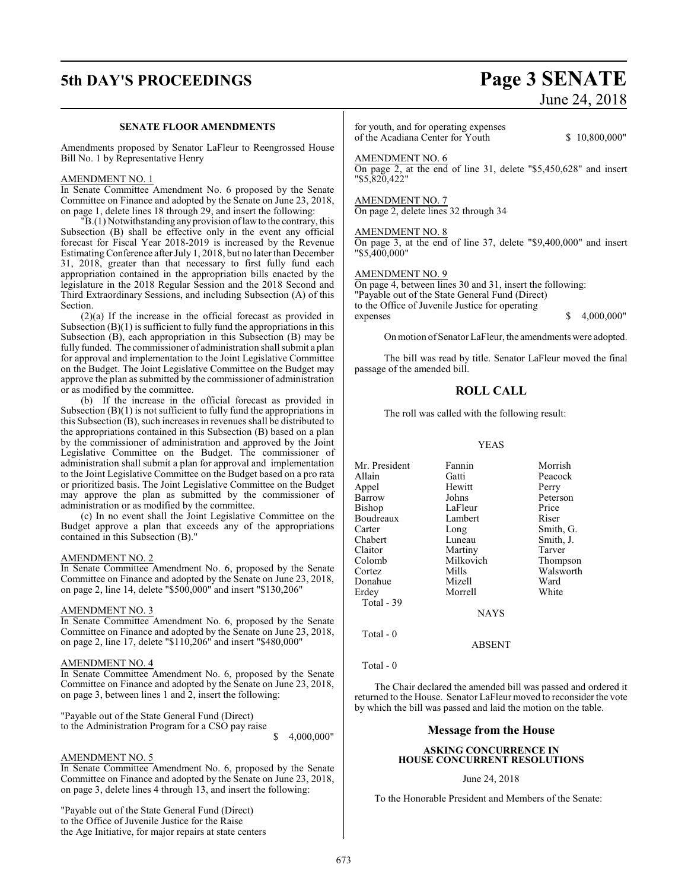### SENATE FLOOR AMENDMENTS

Amendments proposed by Senator LaFleur to Reengrossed House Bill No. 1 by Representative Henry

AMENDMENT NO. 1

In Senate Committee Amendment No. 6 proposed by the Senate Committee on Finance and adopted by the Senate on June 23, 2018, on page 1, delete lines 18 through 29, and insert the following:

"B.(1) Notwithstanding any provision of law to the contrary, this Subsection (B) shall be effective only in the event any official forecast for Fiscal Year 2018-2019 is increased by the Revenue Estimating Conference after July 1, 2018, but no later than December 31, 2018, greater than that necessary to first fully fund each appropriation contained in the appropriation bills enacted by the legislature in the 2018 Regular Session and the 2018 Second and Third Extraordinary Sessions, and including Subsection (A) of this Section.

(2)(a) If the increase in the official forecast as provided in Subsection (B)(1) is sufficient to fully fund the appropriations in this Subsection (B), each appropriation in this Subsection (B) may be fully funded. The commissioner of administration shall submit a plan for approval and implementation to the Joint Legislative Committee on the Budget. The Joint Legislative Committee on the Budget may approve the plan as submitted by the commissioner of administration or as modified by the committee.

(b) If the increase in the official forecast as provided in Subsection (B)(1) is not sufficient to fully fund the appropriations in this Subsection (B), such increases in revenues shall be distributed to the appropriations contained in this Subsection (B) based on a plan by the commissioner of administration and approved by the Joint Legislative Committee on the Budget. The commissioner of administration shall submit a plan for approval and implementation to the Joint Legislative Committee on the Budget based on a pro rata or prioritized basis. The Joint Legislative Committee on the Budget may approve the plan as submitted by the commissioner of administration or as modified by the committee.

(c) In no event shall the Joint Legislative Committee on the Budget approve a plan that exceeds any of the appropriations contained in this Subsection (B)."

AMENDMENT NO. 2

In Senate Committee Amendment No. 6, proposed by the Senate Committee on Finance and adopted by the Senate on June 23, 2018, on page 2, line 14, delete "$500,000" and insert "$130,206"

AMENDMENT NO. 3

In Senate Committee Amendment No. 6, proposed by the Senate Committee on Finance and adopted by the Senate on June 23, 2018, on page 2, line 17, delete "$110,206" and insert "$480,000"

AMENDMENT NO. 4

In Senate Committee Amendment No. 6, proposed by the Senate Committee on Finance and adopted by the Senate on June 23, 2018, on page 3, between lines 1 and 2, insert the following:

"Payable out of the State General Fund (Direct)
to the Administration Program for a CSO pay raise
$ 4,000,000"

AMENDMENT NO. 5

In Senate Committee Amendment No. 6, proposed by the Senate Committee on Finance and adopted by the Senate on June 23, 2018, on page 3, delete lines 4 through 13, and insert the following:

"Payable out of the State General Fund (Direct)
to the Office of Juvenile Justice for the Raise
the Age Initiative, for major repairs at state centers
for youth, and for operating expenses
of the Acadiana Center for Youth $ 10,800,000"

AMENDMENT NO. 6

On page 2, at the end of line 31, delete "$5,450,628" and insert "$5,820,422"

AMENDMENT NO. 7

On page 2, delete lines 32 through 34

AMENDMENT NO. 8

On page 3, at the end of line 37, delete "$9,400,000" and insert "$5,400,000"

AMENDMENT NO. 9

On page 4, between lines 30 and 31, insert the following:
"Payable out of the State General Fund (Direct)
to the Office of Juvenile Justice for operating
expenses $ 4,000,000"

On motion of Senator LaFleur, the amendments were adopted.

The bill was read by title. Senator LaFleur moved the final passage of the amended bill.

## ROLL CALL

The roll was called with the following result:

YEAS

| | | |
|---|---|---|
| Mr. President | Fannin | Morrish |
| Allain | Gatti | Peacock |
| Appel | Hewitt | Perry |
| Barrow | Johns | Peterson |
| Bishop | LaFleur | Price |
| Boudreaux | Lambert | Riser |
| Carter | Long | Smith, G. |
| Chabert | Luneau | Smith, J. |
| Claitor | Martiny | Tarver |
| Colomb | Milkovich | Thompson |
| Cortez | Mills | Walsworth |
| Donahue | Mizell | Ward |
| Erdey | Morrell | White |

Total - 39

NAYS

Total - 0

ABSENT

Total - 0

The Chair declared the amended bill was passed and ordered it returned to the House. Senator LaFleur moved to reconsider the vote by which the bill was passed and laid the motion on the table.

## Message from the House

### ASKING CONCURRENCE IN HOUSE CONCURRENT RESOLUTIONS

June 24, 2018

To the Honorable President and Members of the Senate: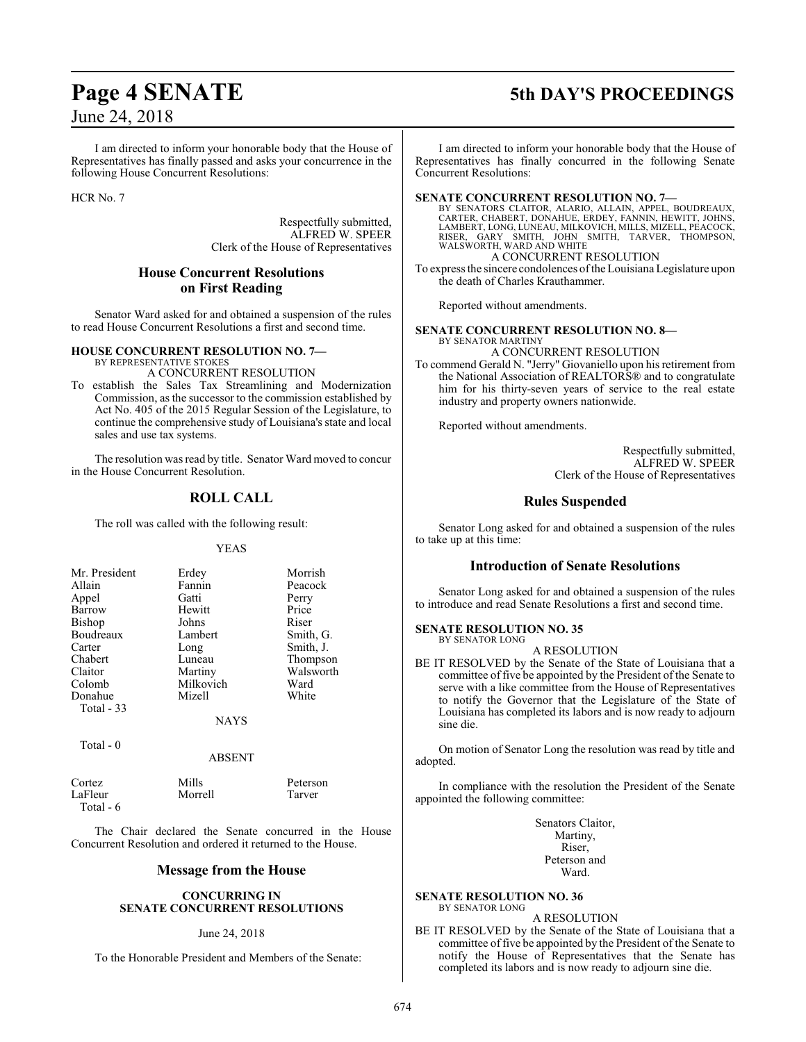I am directed to inform your honorable body that the House of Representatives has finally passed and asks your concurrence in the following House Concurrent Resolutions:

HCR No. 7

Respectfully submitted,
ALFRED W. SPEER
Clerk of the House of Representatives

## House Concurrent Resolutions on First Reading

Senator Ward asked for and obtained a suspension of the rules to read House Concurrent Resolutions a first and second time.

**HOUSE CONCURRENT RESOLUTION NO. 7—**
BY REPRESENTATIVE STOKES
A CONCURRENT RESOLUTION

To establish the Sales Tax Streamlining and Modernization Commission, as the successor to the commission established by Act No. 405 of the 2015 Regular Session of the Legislature, to continue the comprehensive study of Louisiana's state and local sales and use tax systems.

The resolution was read by title. Senator Ward moved to concur in the House Concurrent Resolution.

## ROLL CALL

The roll was called with the following result:

YEAS

| | | |
|---|---|---|
| Mr. President | Erdey | Morrish |
| Allain | Fannin | Peacock |
| Appel | Gatti | Perry |
| Barrow | Hewitt | Price |
| Bishop | Johns | Riser |
| Boudreaux | Lambert | Smith, G. |
| Carter | Long | Smith, J. |
| Chabert | Luneau | Thompson |
| Claitor | Martiny | Walsworth |
| Colomb | Milkovich | Ward |
| Donahue | Mizell | White |

Total - 33

NAYS

Total - 0

ABSENT

| | | |
|---|---|---|
| Cortez | Mills | Peterson |
| LaFleur | Morrell | Tarver |

Total - 6

The Chair declared the Senate concurred in the House Concurrent Resolution and ordered it returned to the House.

## Message from the House

**CONCURRING IN SENATE CONCURRENT RESOLUTIONS**

June 24, 2018

To the Honorable President and Members of the Senate:

I am directed to inform your honorable body that the House of Representatives has finally concurred in the following Senate Concurrent Resolutions:

**SENATE CONCURRENT RESOLUTION NO. 7—**
BY SENATORS CLAITOR, ALARIO, ALLAIN, APPEL, BOUDREAUX, CARTER, CHABERT, DONAHUE, ERDEY, FANNIN, HEWITT, JOHNS, LAMBERT, LONG, LUNEAU, MILKOVICH, MILLS, MIZELL, PEACOCK, RISER, GARY SMITH, JOHN SMITH, TARVER, THOMPSON, WALSWORTH, WARD AND WHITE
A CONCURRENT RESOLUTION

To express the sincere condolences of the Louisiana Legislature upon the death of Charles Krauthammer.

Reported without amendments.

**SENATE CONCURRENT RESOLUTION NO. 8—**
BY SENATOR MARTINY
A CONCURRENT RESOLUTION

To commend Gerald N. "Jerry" Giovaniello upon his retirement from the National Association of REALTORS® and to congratulate him for his thirty-seven years of service to the real estate industry and property owners nationwide.

Reported without amendments.

Respectfully submitted,
ALFRED W. SPEER
Clerk of the House of Representatives

## Rules Suspended

Senator Long asked for and obtained a suspension of the rules to take up at this time:

## Introduction of Senate Resolutions

Senator Long asked for and obtained a suspension of the rules to introduce and read Senate Resolutions a first and second time.

**SENATE RESOLUTION NO. 35**
BY SENATOR LONG
A RESOLUTION

BE IT RESOLVED by the Senate of the State of Louisiana that a committee of five be appointed by the President of the Senate to serve with a like committee from the House of Representatives to notify the Governor that the Legislature of the State of Louisiana has completed its labors and is now ready to adjourn sine die.

On motion of Senator Long the resolution was read by title and adopted.

In compliance with the resolution the President of the Senate appointed the following committee:

Senators Claitor,
Martiny,
Riser,
Peterson and
Ward.

**SENATE RESOLUTION NO. 36**
BY SENATOR LONG
A RESOLUTION

BE IT RESOLVED by the Senate of the State of Louisiana that a committee of five be appointed by the President of the Senate to notify the House of Representatives that the Senate has completed its labors and is now ready to adjourn sine die.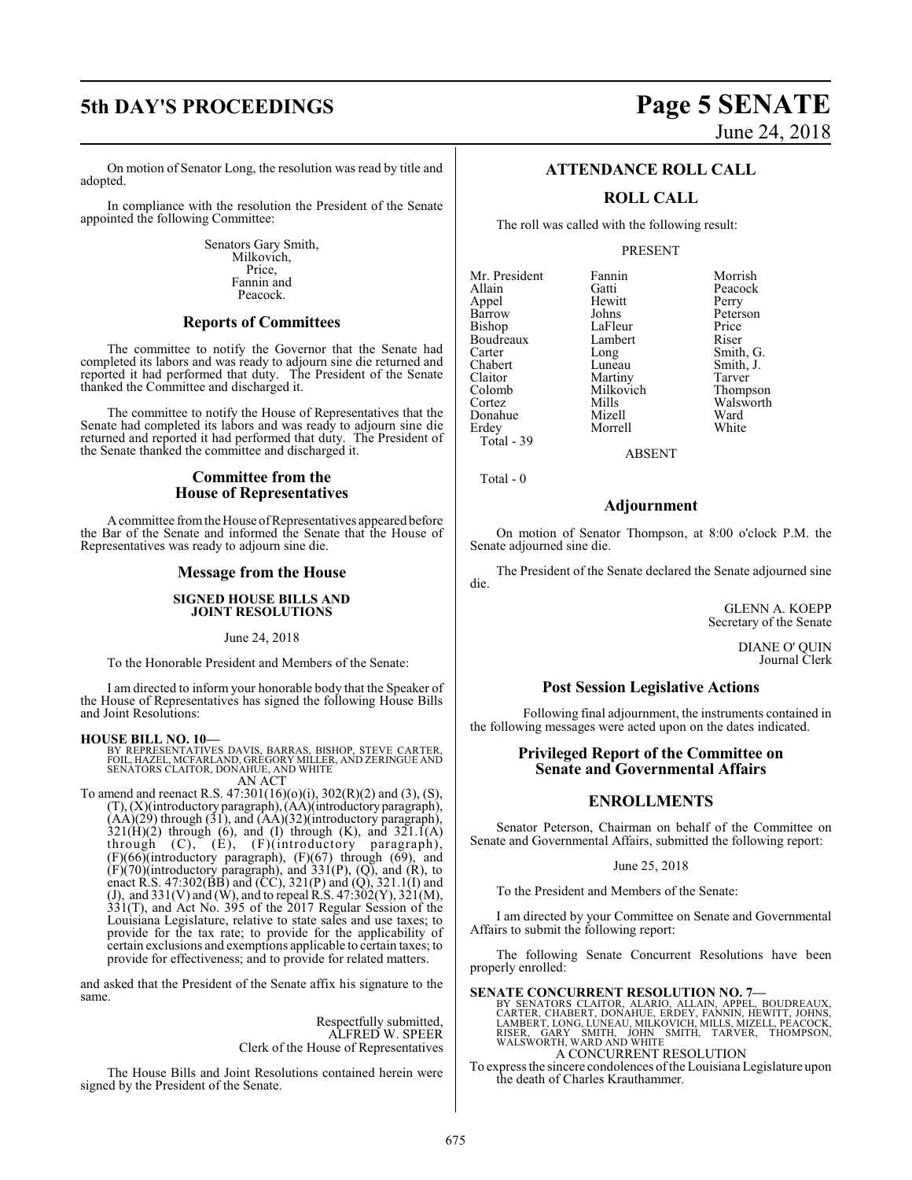On motion of Senator Long, the resolution was read by title and adopted.

In compliance with the resolution the President of the Senate appointed the following Committee:

Senators Gary Smith,
Milkovich,
Price,
Fannin and
Peacock.

## Reports of Committees

The committee to notify the Governor that the Senate had completed its labors and was ready to adjourn sine die returned and reported it had performed that duty. The President of the Senate thanked the Committee and discharged it.

The committee to notify the House of Representatives that the Senate had completed its labors and was ready to adjourn sine die returned and reported it had performed that duty. The President of the Senate thanked the committee and discharged it.

## Committee from the House of Representatives

A committee from the House of Representatives appeared before the Bar of the Senate and informed the Senate that the House of Representatives was ready to adjourn sine die.

## Message from the House

### SIGNED HOUSE BILLS AND JOINT RESOLUTIONS

June 24, 2018

To the Honorable President and Members of the Senate:

I am directed to inform your honorable body that the Speaker of the House of Representatives has signed the following House Bills and Joint Resolutions:

**HOUSE BILL NO. 10—**
BY REPRESENTATIVES DAVIS, BARRAS, BISHOP, STEVE CARTER, FOIL, HAZEL, MCFARLAND, GREGORY MILLER, AND ZERINGUE AND SENATORS CLAITOR, DONAHUE, AND WHITE
AN ACT
To amend and reenact R.S. 47:301(16)(o)(i), 302(R)(2) and (3), (S), (T), (X)(introductory paragraph), (AA)(introductory paragraph), (AA)(29) through (31), and (AA)(32)(introductory paragraph), 321(H)(2) through (6), and (I) through (K), and 321.1(A) through (C), (E), (F)(introductory paragraph), (F)(66)(introductory paragraph), (F)(67) through (69), and (F)(70)(introductory paragraph), and 331(P), (Q), and (R), to enact R.S. 47:302(BB) and (CC), 321(P) and (Q), 321.1(I) and (J), and 331(V) and (W), and to repeal R.S. 47:302(Y), 321(M), 331(T), and Act No. 395 of the 2017 Regular Session of the Louisiana Legislature, relative to state sales and use taxes; to provide for the tax rate; to provide for the applicability of certain exclusions and exemptions applicable to certain taxes; to provide for effectiveness; and to provide for related matters.

and asked that the President of the Senate affix his signature to the same.

Respectfully submitted,
ALFRED W. SPEER
Clerk of the House of Representatives

The House Bills and Joint Resolutions contained herein were signed by the President of the Senate.

## ATTENDANCE ROLL CALL

## ROLL CALL

The roll was called with the following result:

PRESENT

| | | |
|---|---|---|
| Mr. President | Fannin | Morrish |
| Allain | Gatti | Peacock |
| Appel | Hewitt | Perry |
| Barrow | Johns | Peterson |
| Bishop | LaFleur | Price |
| Boudreaux | Lambert | Riser |
| Carter | Long | Smith, G. |
| Chabert | Luneau | Smith, J. |
| Claitor | Martiny | Tarver |
| Colomb | Milkovich | Thompson |
| Cortez | Mills | Walsworth |
| Donahue | Mizell | Ward |
| Erdey | Morrell | White |

Total - 39

ABSENT

Total - 0

## Adjournment

On motion of Senator Thompson, at 8:00 o'clock P.M. the Senate adjourned sine die.

The President of the Senate declared the Senate adjourned sine die.

GLENN A. KOEPP
Secretary of the Senate

DIANE O' QUIN
Journal Clerk

## Post Session Legislative Actions

Following final adjournment, the instruments contained in the following messages were acted upon on the dates indicated.

## Privileged Report of the Committee on Senate and Governmental Affairs

## ENROLLMENTS

Senator Peterson, Chairman on behalf of the Committee on Senate and Governmental Affairs, submitted the following report:

June 25, 2018

To the President and Members of the Senate:

I am directed by your Committee on Senate and Governmental Affairs to submit the following report:

The following Senate Concurrent Resolutions have been properly enrolled:

**SENATE CONCURRENT RESOLUTION NO. 7—**
BY SENATORS CLAITOR, ALARIO, ALLAIN, APPEL, BOUDREAUX, CARTER, CHABERT, DONAHUE, ERDEY, FANNIN, HEWITT, JOHNS, LAMBERT, LONG, LUNEAU, MILKOVICH, MILLS, MIZELL, PEACOCK, RISER, GARY SMITH, JOHN SMITH, TARVER, THOMPSON, WALSWORTH, WARD AND WHITE
A CONCURRENT RESOLUTION
To express the sincere condolences of the Louisiana Legislature upon the death of Charles Krauthammer.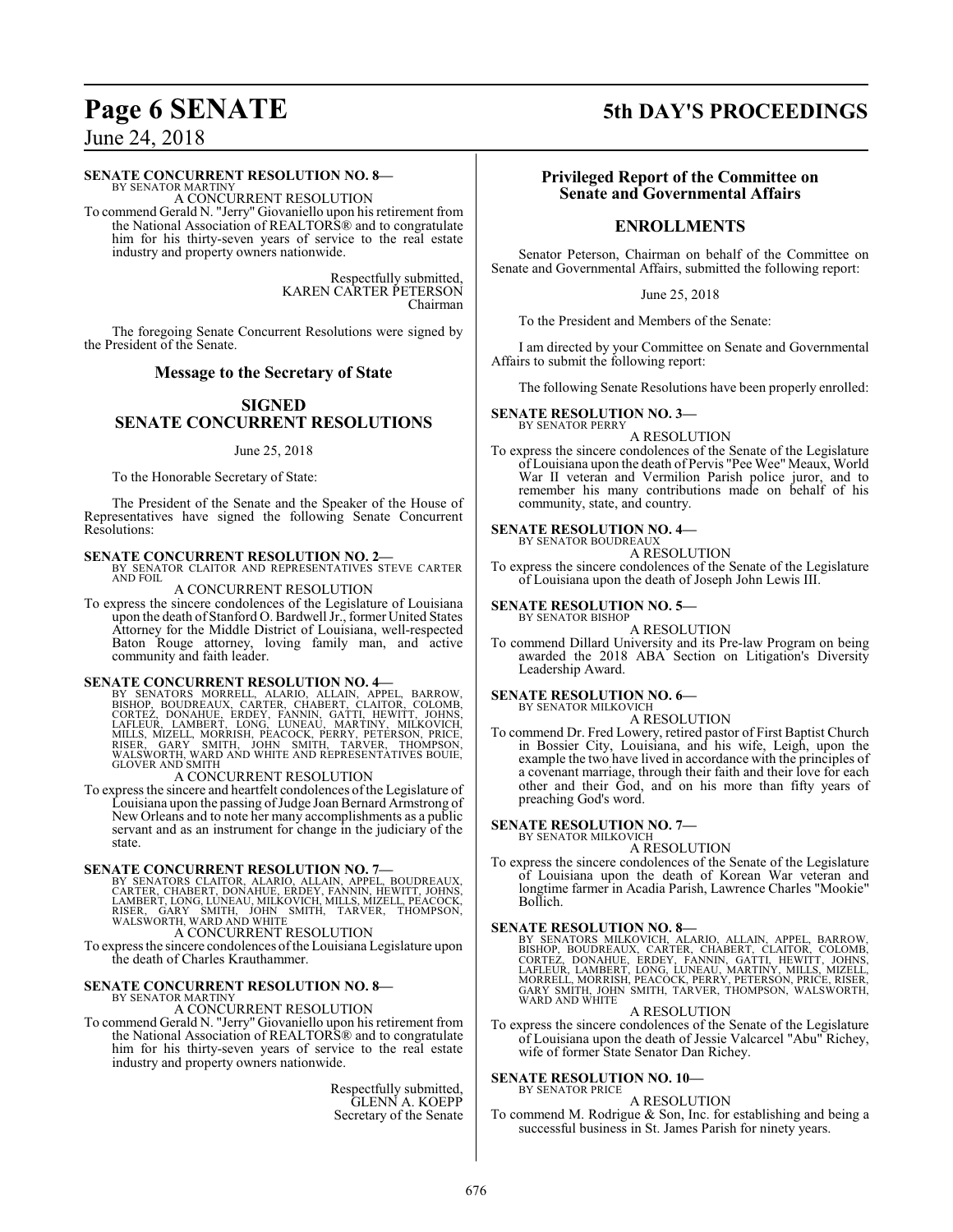**SENATE CONCURRENT RESOLUTION NO. 8—**
BY SENATOR MARTINY

A CONCURRENT RESOLUTION

To commend Gerald N. "Jerry" Giovaniello upon his retirement from the National Association of REALTORS® and to congratulate him for his thirty-seven years of service to the real estate industry and property owners nationwide.

Respectfully submitted,
KAREN CARTER PETERSON
Chairman

The foregoing Senate Concurrent Resolutions were signed by the President of the Senate.

## Message to the Secretary of State

## SIGNED SENATE CONCURRENT RESOLUTIONS

June 25, 2018

To the Honorable Secretary of State:

The President of the Senate and the Speaker of the House of Representatives have signed the following Senate Concurrent Resolutions:

**SENATE CONCURRENT RESOLUTION NO. 2—**
BY SENATOR CLAITOR AND REPRESENTATIVES STEVE CARTER AND FOIL

A CONCURRENT RESOLUTION

To express the sincere condolences of the Legislature of Louisiana upon the death of Stanford O. Bardwell Jr., former United States Attorney for the Middle District of Louisiana, well-respected Baton Rouge attorney, loving family man, and active community and faith leader.

**SENATE CONCURRENT RESOLUTION NO. 4—**
BY SENATORS MORRELL, ALARIO, ALLAIN, APPEL, BARROW, BISHOP, BOUDREAUX, CARTER, CHABERT, CLAITOR, COLOMB, CORTEZ, DONAHUE, ERDEY, FANNIN, GATTI, HEWITT, JOHNS, LAFLEUR, LAMBERT, LONG, LUNEAU, MARTINY, MILKOVICH, MILLS, MIZELL, MORRISH, PEACOCK, PERRY, PETERSON, PRICE, RISER, GARY SMITH, JOHN SMITH, TARVER, THOMPSON, WALSWORTH, WARD AND WHITE AND REPRESENTATIVES BOUIE, GLOVER AND SMITH

A CONCURRENT RESOLUTION

To express the sincere and heartfelt condolences of the Legislature of Louisiana upon the passing of Judge Joan Bernard Armstrong of New Orleans and to note her many accomplishments as a public servant and as an instrument for change in the judiciary of the state.

**SENATE CONCURRENT RESOLUTION NO. 7—**
BY SENATORS CLAITOR, ALARIO, ALLAIN, APPEL, BOUDREAUX, CARTER, CHABERT, DONAHUE, ERDEY, FANNIN, HEWITT, JOHNS, LAMBERT, LONG, LUNEAU, MILKOVICH, MILLS, MIZELL, PEACOCK, RISER, GARY SMITH, JOHN SMITH, TARVER, THOMPSON, WALSWORTH, WARD AND WHITE

A CONCURRENT RESOLUTION

To express the sincere condolences of the Louisiana Legislature upon the death of Charles Krauthammer.

**SENATE CONCURRENT RESOLUTION NO. 8—**
BY SENATOR MARTINY

A CONCURRENT RESOLUTION

To commend Gerald N. "Jerry" Giovaniello upon his retirement from the National Association of REALTORS® and to congratulate him for his thirty-seven years of service to the real estate industry and property owners nationwide.

Respectfully submitted,
GLENN A. KOEPP
Secretary of the Senate

## Privileged Report of the Committee on Senate and Governmental Affairs

## ENROLLMENTS

Senator Peterson, Chairman on behalf of the Committee on Senate and Governmental Affairs, submitted the following report:

June 25, 2018

To the President and Members of the Senate:

I am directed by your Committee on Senate and Governmental Affairs to submit the following report:

The following Senate Resolutions have been properly enrolled:

**SENATE RESOLUTION NO. 3—**
BY SENATOR PERRY

A RESOLUTION

To express the sincere condolences of the Senate of the Legislature of Louisiana upon the death of Pervis "Pee Wee" Meaux, World War II veteran and Vermilion Parish police juror, and to remember his many contributions made on behalf of his community, state, and country.

**SENATE RESOLUTION NO. 4—**
BY SENATOR BOUDREAUX

A RESOLUTION

To express the sincere condolences of the Senate of the Legislature of Louisiana upon the death of Joseph John Lewis III.

**SENATE RESOLUTION NO. 5—**
BY SENATOR BISHOP

A RESOLUTION

To commend Dillard University and its Pre-law Program on being awarded the 2018 ABA Section on Litigation's Diversity Leadership Award.

**SENATE RESOLUTION NO. 6—**
BY SENATOR MILKOVICH

A RESOLUTION

To commend Dr. Fred Lowery, retired pastor of First Baptist Church in Bossier City, Louisiana, and his wife, Leigh, upon the example the two have lived in accordance with the principles of a covenant marriage, through their faith and their love for each other and their God, and on his more than fifty years of preaching God's word.

**SENATE RESOLUTION NO. 7—**
BY SENATOR MILKOVICH

A RESOLUTION

To express the sincere condolences of the Senate of the Legislature of Louisiana upon the death of Korean War veteran and longtime farmer in Acadia Parish, Lawrence Charles "Mookie" Bollich.

**SENATE RESOLUTION NO. 8—**
BY SENATORS MILKOVICH, ALARIO, ALLAIN, APPEL, BARROW, BISHOP, BOUDREAUX, CARTER, CHABERT, CLAITOR, COLOMB, CORTEZ, DONAHUE, ERDEY, FANNIN, GATTI, HEWITT, JOHNS, LAFLEUR, LAMBERT, LONG, LUNEAU, MARTINY, MILLS, MIZELL, MORRELL, MORRISH, PEACOCK, PERRY, PETERSON, PRICE, RISER, GARY SMITH, JOHN SMITH, TARVER, THOMPSON, WALSWORTH, WARD AND WHITE

A RESOLUTION

To express the sincere condolences of the Senate of the Legislature of Louisiana upon the death of Jessie Valcarcel "Abu" Richey, wife of former State Senator Dan Richey.

**SENATE RESOLUTION NO. 10—**
BY SENATOR PRICE

A RESOLUTION

To commend M. Rodrigue & Son, Inc. for establishing and being a successful business in St. James Parish for ninety years.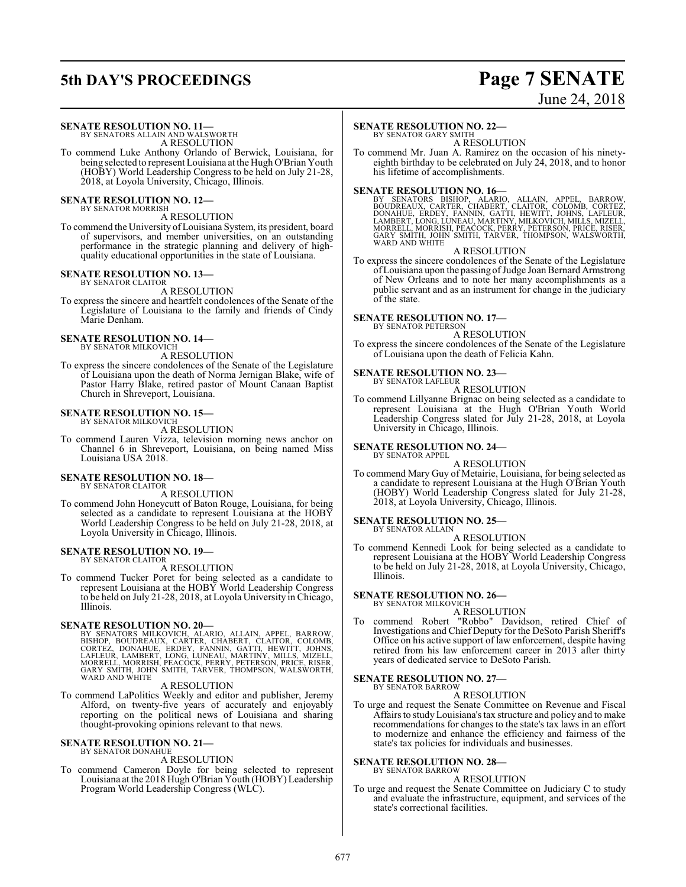**SENATE RESOLUTION NO. 11—**
BY SENATORS ALLAIN AND WALSWORTH

A RESOLUTION

To commend Luke Anthony Orlando of Berwick, Louisiana, for being selected to represent Louisiana at the Hugh O'Brian Youth (HOBY) World Leadership Congress to be held on July 21-28, 2018, at Loyola University, Chicago, Illinois.

**SENATE RESOLUTION NO. 12—**
BY SENATOR MORRISH

A RESOLUTION

To commend the University of Louisiana System, its president, board of supervisors, and member universities, on an outstanding performance in the strategic planning and delivery of high-quality educational opportunities in the state of Louisiana.

**SENATE RESOLUTION NO. 13—**
BY SENATOR CLAITOR

A RESOLUTION

To express the sincere and heartfelt condolences of the Senate of the Legislature of Louisiana to the family and friends of Cindy Marie Denham.

**SENATE RESOLUTION NO. 14—**
BY SENATOR MILKOVICH

A RESOLUTION

To express the sincere condolences of the Senate of the Legislature of Louisiana upon the death of Norma Jernigan Blake, wife of Pastor Harry Blake, retired pastor of Mount Canaan Baptist Church in Shreveport, Louisiana.

**SENATE RESOLUTION NO. 15—**
BY SENATOR MILKOVICH

A RESOLUTION

To commend Lauren Vizza, television morning news anchor on Channel 6 in Shreveport, Louisiana, on being named Miss Louisiana USA 2018.

**SENATE RESOLUTION NO. 18—**
BY SENATOR CLAITOR

A RESOLUTION

To commend John Honeycutt of Baton Rouge, Louisiana, for being selected as a candidate to represent Louisiana at the HOBY World Leadership Congress to be held on July 21-28, 2018, at Loyola University in Chicago, Illinois.

**SENATE RESOLUTION NO. 19—**
BY SENATOR CLAITOR

A RESOLUTION

To commend Tucker Poret for being selected as a candidate to represent Louisiana at the HOBY World Leadership Congress to be held on July 21-28, 2018, at Loyola University in Chicago, Illinois.

**SENATE RESOLUTION NO. 20—**
BY SENATORS MILKOVICH, ALARIO, ALLAIN, APPEL, BARROW, BISHOP, BOUDREAUX, CARTER, CHABERT, CLAITOR, COLOMB, CORTEZ, DONAHUE, ERDEY, FANNIN, GATTI, HEWITT, JOHNS, LAFLEUR, LAMBERT, LONG, LUNEAU, MARTINY, MILLS, MIZELL, MORRELL, MORRISH, PEACOCK, PERRY, PETERSON, PRICE, RISER, GARY SMITH, JOHN SMITH, TARVER, THOMPSON, WALSWORTH, WARD AND WHITE

A RESOLUTION

To commend LaPolitics Weekly and editor and publisher, Jeremy Alford, on twenty-five years of accurately and enjoyably reporting on the political news of Louisiana and sharing thought-provoking opinions relevant to that news.

**SENATE RESOLUTION NO. 21—**
BY SENATOR DONAHUE

A RESOLUTION

To commend Cameron Doyle for being selected to represent Louisiana at the 2018 Hugh O'Brian Youth (HOBY) Leadership Program World Leadership Congress (WLC).

**SENATE RESOLUTION NO. 22—**
BY SENATOR GARY SMITH

A RESOLUTION

To commend Mr. Juan A. Ramirez on the occasion of his ninety-eighth birthday to be celebrated on July 24, 2018, and to honor his lifetime of accomplishments.

**SENATE RESOLUTION NO. 16—**
BY SENATORS BISHOP, ALARIO, ALLAIN, APPEL, BARROW, BOUDREAUX, CARTER, CHABERT, CLAITOR, COLOMB, CORTEZ, DONAHUE, ERDEY, FANNIN, GATTI, HEWITT, JOHNS, LAFLEUR, LAMBERT, LONG, LUNEAU, MARTINY, MILKOVICH, MILLS, MIZELL, MORRELL, MORRISH, PEACOCK, PERRY, PETERSON, PRICE, RISER, GARY SMITH, JOHN SMITH, TARVER, THOMPSON, WALSWORTH, WARD AND WHITE

A RESOLUTION

To express the sincere condolences of the Senate of the Legislature of Louisiana upon the passing of Judge Joan Bernard Armstrong of New Orleans and to note her many accomplishments as a public servant and as an instrument for change in the judiciary of the state.

**SENATE RESOLUTION NO. 17—**
BY SENATOR PETERSON

A RESOLUTION

To express the sincere condolences of the Senate of the Legislature of Louisiana upon the death of Felicia Kahn.

**SENATE RESOLUTION NO. 23—**
BY SENATOR LAFLEUR

A RESOLUTION

To commend Lillyanne Brignac on being selected as a candidate to represent Louisiana at the Hugh O'Brian Youth World Leadership Congress slated for July 21-28, 2018, at Loyola University in Chicago, Illinois.

**SENATE RESOLUTION NO. 24—**
BY SENATOR APPEL

A RESOLUTION

To commend Mary Guy of Metairie, Louisiana, for being selected as a candidate to represent Louisiana at the Hugh O'Brian Youth (HOBY) World Leadership Congress slated for July 21-28, 2018, at Loyola University, Chicago, Illinois.

**SENATE RESOLUTION NO. 25—**
BY SENATOR ALLAIN

A RESOLUTION

To commend Kennedi Look for being selected as a candidate to represent Louisiana at the HOBY World Leadership Congress to be held on July 21-28, 2018, at Loyola University, Chicago, Illinois.

**SENATE RESOLUTION NO. 26—**
BY SENATOR MILKOVICH

A RESOLUTION

To commend Robert "Robbo" Davidson, retired Chief of Investigations and Chief Deputy for the DeSoto Parish Sheriff's Office on his active support of law enforcement, despite having retired from his law enforcement career in 2013 after thirty years of dedicated service to DeSoto Parish.

**SENATE RESOLUTION NO. 27—**
BY SENATOR BARROW

A RESOLUTION

To urge and request the Senate Committee on Revenue and Fiscal Affairs to study Louisiana's tax structure and policy and to make recommendations for changes to the state's tax laws in an effort to modernize and enhance the efficiency and fairness of the state's tax policies for individuals and businesses.

**SENATE RESOLUTION NO. 28—**
BY SENATOR BARROW

A RESOLUTION

To urge and request the Senate Committee on Judiciary C to study and evaluate the infrastructure, equipment, and services of the state's correctional facilities.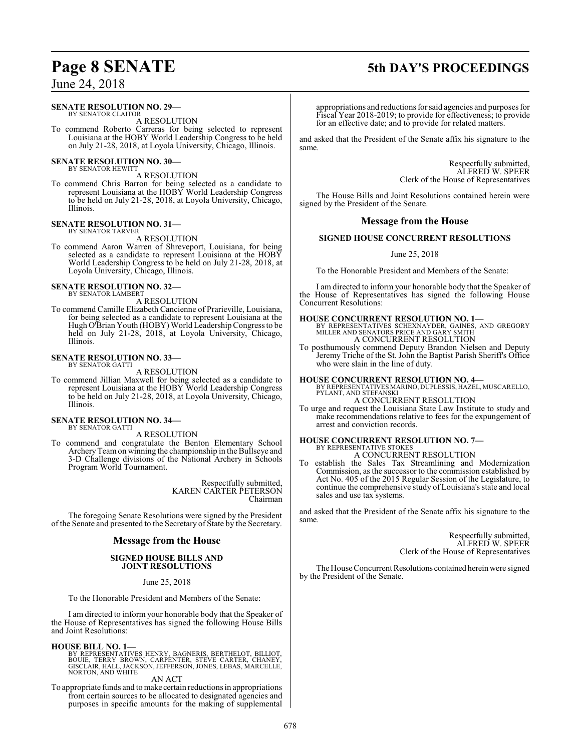**SENATE RESOLUTION NO. 29—**
BY SENATOR CLAITOR

A RESOLUTION

To commend Roberto Carreras for being selected to represent Louisiana at the HOBY World Leadership Congress to be held on July 21-28, 2018, at Loyola University, Chicago, Illinois.

**SENATE RESOLUTION NO. 30—**
BY SENATOR HEWITT

A RESOLUTION

To commend Chris Barron for being selected as a candidate to represent Louisiana at the HOBY World Leadership Congress to be held on July 21-28, 2018, at Loyola University, Chicago, Illinois.

**SENATE RESOLUTION NO. 31—**
BY SENATOR TARVER

A RESOLUTION

To commend Aaron Warren of Shreveport, Louisiana, for being selected as a candidate to represent Louisiana at the HOBY World Leadership Congress to be held on July 21-28, 2018, at Loyola University, Chicago, Illinois.

**SENATE RESOLUTION NO. 32—**
BY SENATOR LAMBERT

A RESOLUTION

To commend Camille Elizabeth Cancienne of Prarieville, Louisiana, for being selected as a candidate to represent Louisiana at the Hugh O'Brian Youth (HOBY) World Leadership Congress to be held on July 21-28, 2018, at Loyola University, Chicago, Illinois.

**SENATE RESOLUTION NO. 33—**
BY SENATOR GATTI

A RESOLUTION

To commend Jillian Maxwell for being selected as a candidate to represent Louisiana at the HOBY World Leadership Congress to be held on July 21-28, 2018, at Loyola University, Chicago, Illinois.

**SENATE RESOLUTION NO. 34—**
BY SENATOR GATTI

A RESOLUTION

To commend and congratulate the Benton Elementary School Archery Team on winning the championship in the Bullseye and 3-D Challenge divisions of the National Archery in Schools Program World Tournament.

Respectfully submitted,
KAREN CARTER PETERSON
Chairman

The foregoing Senate Resolutions were signed by the President of the Senate and presented to the Secretary of State by the Secretary.

## Message from the House

### SIGNED HOUSE BILLS AND JOINT RESOLUTIONS

June 25, 2018

To the Honorable President and Members of the Senate:

I am directed to inform your honorable body that the Speaker of the House of Representatives has signed the following House Bills and Joint Resolutions:

**HOUSE BILL NO. 1—**
BY REPRESENTATIVES HENRY, BAGNERIS, BERTHELOT, BILLIOT, BOUIE, TERRY BROWN, CARPENTER, STEVE CARTER, CHANEY, GISCLAIR, HALL, JACKSON, JEFFERSON, JONES, LEBAS, MARCELLE, NORTON, AND WHITE

AN ACT

To appropriate funds and to make certain reductions in appropriations from certain sources to be allocated to designated agencies and purposes in specific amounts for the making of supplemental appropriations and reductions for said agencies and purposes for Fiscal Year 2018-2019; to provide for effectiveness; to provide for an effective date; and to provide for related matters.

and asked that the President of the Senate affix his signature to the same.

Respectfully submitted,
ALFRED W. SPEER
Clerk of the House of Representatives

The House Bills and Joint Resolutions contained herein were signed by the President of the Senate.

## Message from the House

### SIGNED HOUSE CONCURRENT RESOLUTIONS

June 25, 2018

To the Honorable President and Members of the Senate:

I am directed to inform your honorable body that the Speaker of the House of Representatives has signed the following House Concurrent Resolutions:

**HOUSE CONCURRENT RESOLUTION NO. 1—**
BY REPRESENTATIVES SCHEXNAYDER, GAINES, AND GREGORY MILLER AND SENATORS PRICE AND GARY SMITH

A CONCURRENT RESOLUTION

To posthumously commend Deputy Brandon Nielsen and Deputy Jeremy Triche of the St. John the Baptist Parish Sheriff's Office who were slain in the line of duty.

**HOUSE CONCURRENT RESOLUTION NO. 4—**
BY REPRESENTATIVES MARINO, DUPLESSIS, HAZEL, MUSCARELLO, PYLANT, AND STEFANSKI

A CONCURRENT RESOLUTION

To urge and request the Louisiana State Law Institute to study and make recommendations relative to fees for the expungement of arrest and conviction records.

**HOUSE CONCURRENT RESOLUTION NO. 7—**
BY REPRESENTATIVE STOKES

A CONCURRENT RESOLUTION

To establish the Sales Tax Streamlining and Modernization Commission, as the successor to the commission established by Act No. 405 of the 2015 Regular Session of the Legislature, to continue the comprehensive study of Louisiana's state and local sales and use tax systems.

and asked that the President of the Senate affix his signature to the same.

Respectfully submitted,
ALFRED W. SPEER
Clerk of the House of Representatives

The House Concurrent Resolutions contained herein were signed by the President of the Senate.